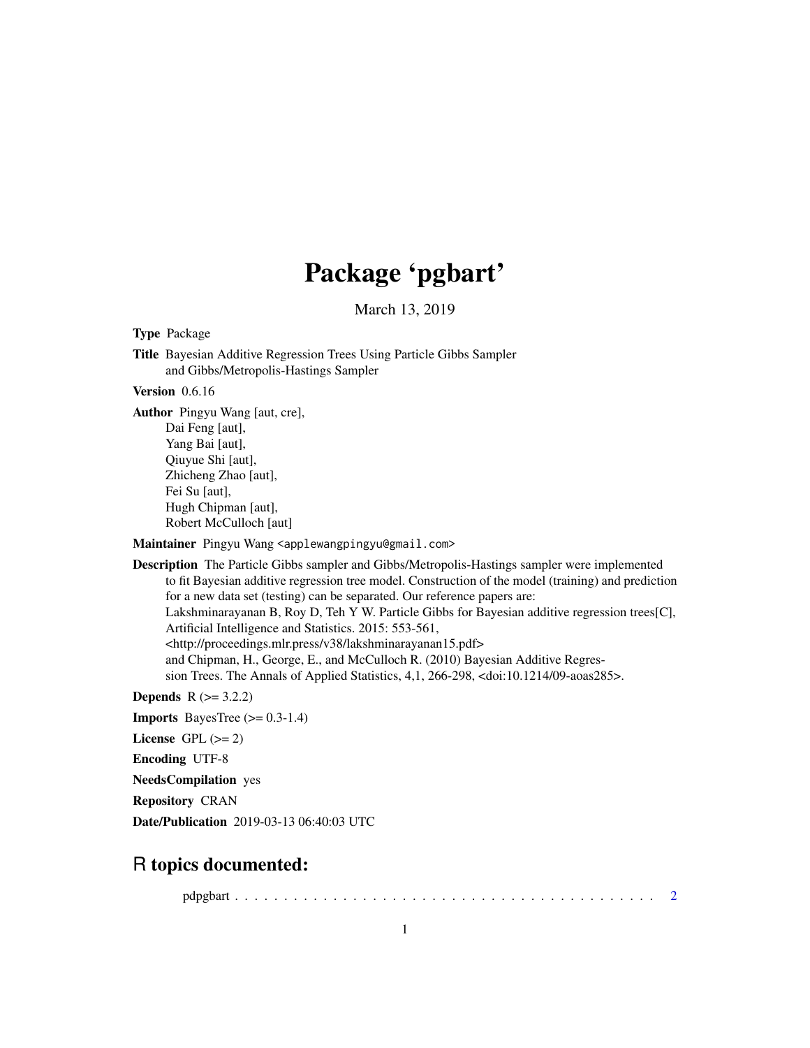# Package 'pgbart'

March 13, 2019

**Type** Package

**Title** Bayesian Additive Regression Trees Using Particle Gibbs Sampler and Gibbs/Metropolis-Hastings Sampler

**Version** 0.6.16

**Author** Pingyu Wang [aut, cre],
Dai Feng [aut],
Yang Bai [aut],
Qiuyue Shi [aut],
Zhicheng Zhao [aut],
Fei Su [aut],
Hugh Chipman [aut],
Robert McCulloch [aut]

**Maintainer** Pingyu Wang <applewangpingyu@gmail.com>

**Description** The Particle Gibbs sampler and Gibbs/Metropolis-Hastings sampler were implemented to fit Bayesian additive regression tree model. Construction of the model (training) and prediction for a new data set (testing) can be separated. Our reference papers are:
Lakshminarayanan B, Roy D, Teh Y W. Particle Gibbs for Bayesian additive regression trees[C], Artificial Intelligence and Statistics. 2015: 553-561,
<http://proceedings.mlr.press/v38/lakshminarayanan15.pdf>
and Chipman, H., George, E., and McCulloch R. (2010) Bayesian Additive Regression Trees. The Annals of Applied Statistics, 4,1, 266-298, <doi:10.1214/09-aoas285>.

**Depends** R (>= 3.2.2)

**Imports** BayesTree (>= 0.3-1.4)

**License** GPL (>= 2)

**Encoding** UTF-8

**NeedsCompilation** yes

**Repository** CRAN

**Date/Publication** 2019-03-13 06:40:03 UTC

## R topics documented:

pdpgbart . . . . . . . . . . . . . . . . . . . . . . . . . . . . . . . . . . . . . . . . . . . 2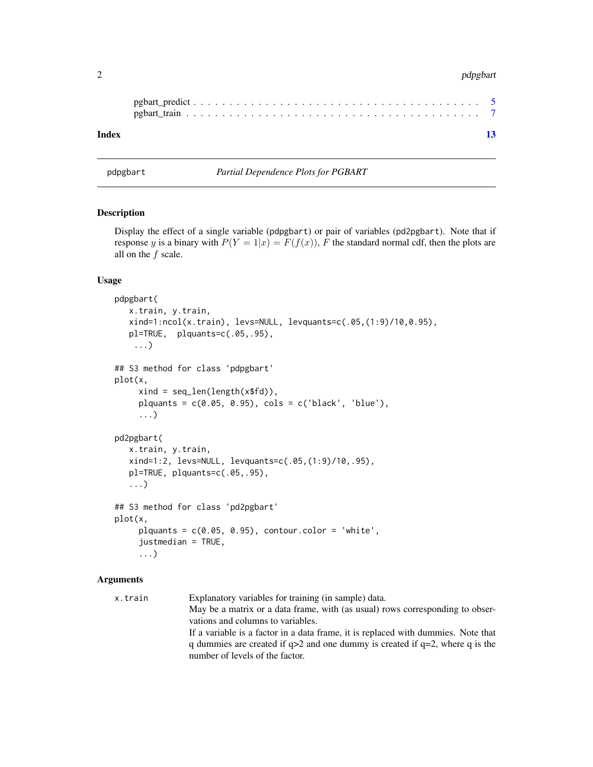pgbart_predict . . . . . . . . . . . . . . . . . . . . . . . . . . . . . . . . . . . . . . 5
pgbart_train . . . . . . . . . . . . . . . . . . . . . . . . . . . . . . . . . . . . . . . 7

**Index** 13

---

`pdpgbart` *Partial Dependence Plots for PGBART*

---

## Description

Display the effect of a single variable (pdpgbart) or pair of variables (pd2pgbart). Note that if response $y$ is a binary with $P(Y = 1|x) = F(f(x))$, $F$ the standard normal cdf, then the plots are all on the $f$ scale.

## Usage

```
pdpgbart(
   x.train, y.train,
   xind=1:ncol(x.train), levs=NULL, levquants=c(.05,(1:9)/10,0.95),
   pl=TRUE,  plquants=c(.05,.95),
    ...)

## S3 method for class 'pdpgbart'
plot(x,
     xind = seq_len(length(x$fd)),
     plquants = c(0.05, 0.95), cols = c('black', 'blue'),
     ...)

pd2pgbart(
   x.train, y.train,
   xind=1:2, levs=NULL, levquants=c(.05,(1:9)/10,.95),
   pl=TRUE, plquants=c(.05,.95),
   ...)

## S3 method for class 'pd2pgbart'
plot(x,
     plquants = c(0.05, 0.95), contour.color = 'white',
     justmedian = TRUE,
     ...)
```

## Arguments

`x.train` Explanatory variables for training (in sample) data.
May be a matrix or a data frame, with (as usual) rows corresponding to observations and columns to variables.
If a variable is a factor in a data frame, it is replaced with dummies. Note that q dummies are created if q>2 and one dummy is created if q=2, where q is the number of levels of the factor.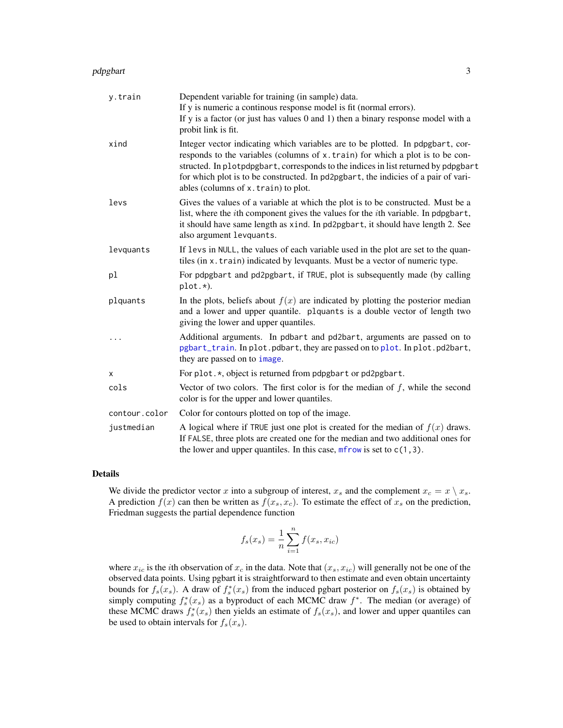| | |
|---|---|
| `y.train` | Dependent variable for training (in sample) data.<br>If y is numeric a continous response model is fit (normal errors).<br>If y is a factor (or just has values 0 and 1) then a binary response model with a probit link is fit. |
| `xind` | Integer vector indicating which variables are to be plotted. In `pdpgbart`, corresponds to the variables (columns of `x.train`) for which a plot is to be constructed. In `plotpdpgbart`, corresponds to the indices in list returned by `pdpgbart` for which plot is to be constructed. In `pd2pgbart`, the indicies of a pair of variables (columns of `x.train`) to plot. |
| `levs` | Gives the values of a variable at which the plot is to be constructed. Must be a list, where the $i$th component gives the values for the $i$th variable. In `pdpgbart`, it should have same length as `xind`. In `pd2pgbart`, it should have length 2. See also argument `levquants`. |
| `levquants` | If `levs` in `NULL`, the values of each variable used in the plot are set to the quantiles (in `x.train`) indicated by levquants. Must be a vector of numeric type. |
| `pl` | For `pdpgbart` and `pd2pgbart`, if `TRUE`, plot is subsequently made (by calling `plot.*`). |
| `plquants` | In the plots, beliefs about $f(x)$ are indicated by plotting the posterior median and a lower and upper quantile. `plquants` is a double vector of length two giving the lower and upper quantiles. |
| `...` | Additional arguments. In `pdbart` and `pd2bart`, arguments are passed on to `pgbart_train`. In `plot.pdbart`, they are passed on to `plot`. In `plot.pd2bart`, they are passed on to `image`. |
| `x` | For `plot.*`, object is returned from `pdpgbart` or `pd2pgbart`. |
| `cols` | Vector of two colors. The first color is for the median of $f$, while the second color is for the upper and lower quantiles. |
| `contour.color` | Color for contours plotted on top of the image. |
| `justmedian` | A logical where if `TRUE` just one plot is created for the median of $f(x)$ draws. If `FALSE`, three plots are created one for the median and two additional ones for the lower and upper quantiles. In this case, `mfrow` is set to `c(1,3)`. |

## Details

We divide the predictor vector $x$ into a subgroup of interest, $x_s$ and the complement $x_c = x \setminus x_s$. A prediction $f(x)$ can then be written as $f(x_s, x_c)$. To estimate the effect of $x_s$ on the prediction, Friedman suggests the partial dependence function

$$f_s(x_s) = \frac{1}{n} \sum_{i=1}^{n} f(x_s, x_{ic})$$

where $x_{ic}$ is the $i$th observation of $x_c$ in the data. Note that $(x_s, x_{ic})$ will generally not be one of the observed data points. Using pgbart it is straightforward to then estimate and even obtain uncertainty bounds for $f_s(x_s)$. A draw of $f_s^*(x_s)$ from the induced pgbart posterior on $f_s(x_s)$ is obtained by simply computing $f_s^*(x_s)$ as a byproduct of each MCMC draw $f^*$. The median (or average) of these MCMC draws $f_s^*(x_s)$ then yields an estimate of $f_s(x_s)$, and lower and upper quantiles can be used to obtain intervals for $f_s(x_s)$.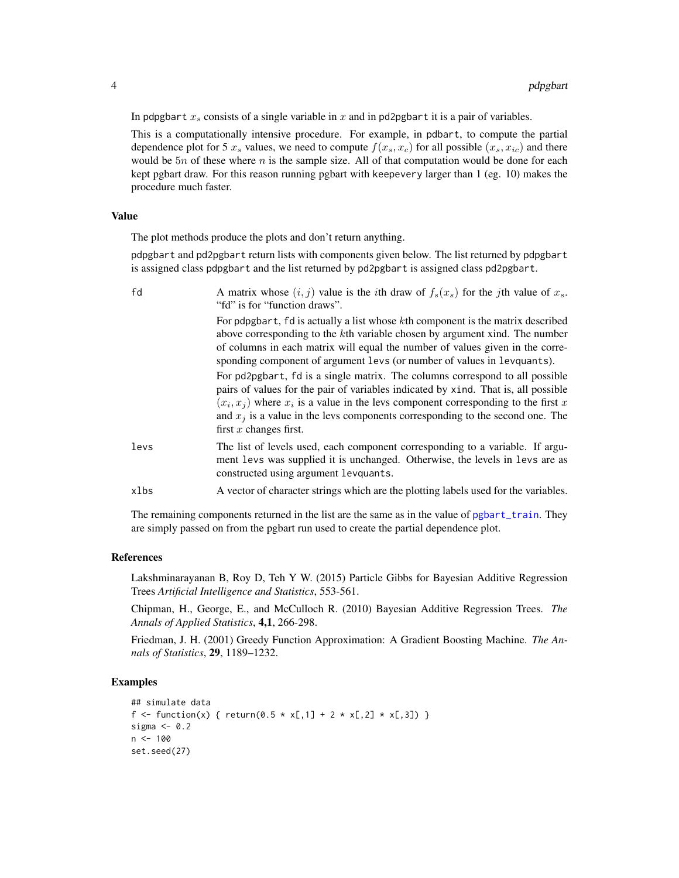In pdpgbart $x_s$ consists of a single variable in $x$ and in pd2pgbart it is a pair of variables.

This is a computationally intensive procedure. For example, in pdbart, to compute the partial dependence plot for 5 $x_s$ values, we need to compute $f(x_s, x_c)$ for all possible $(x_s, x_{ic})$ and there would be $5n$ of these where $n$ is the sample size. All of that computation would be done for each kept pgbart draw. For this reason running pgbart with keepevery larger than 1 (eg. 10) makes the procedure much faster.

### Value

The plot methods produce the plots and don't return anything.

pdpgbart and pd2pgbart return lists with components given below. The list returned by pdpgbart is assigned class pdpgbart and the list returned by pd2pgbart is assigned class pd2pgbart.

fd
: A matrix whose $(i, j)$ value is the $i$th draw of $f_s(x_s)$ for the $j$th value of $x_s$. "fd" is for "function draws".

  For pdpgbart, fd is actually a list whose $k$th component is the matrix described above corresponding to the $k$th variable chosen by argument xind. The number of columns in each matrix will equal the number of values given in the corresponding component of argument levs (or number of values in levquants).

  For pd2pgbart, fd is a single matrix. The columns correspond to all possible pairs of values for the pair of variables indicated by xind. That is, all possible $(x_i, x_j)$ where $x_i$ is a value in the levs component corresponding to the first $x$ and $x_j$ is a value in the levs components corresponding to the second one. The first $x$ changes first.

levs
: The list of levels used, each component corresponding to a variable. If argument levs was supplied it is unchanged. Otherwise, the levels in levs are as constructed using argument levquants.

xlbs
: A vector of character strings which are the plotting labels used for the variables.

The remaining components returned in the list are the same as in the value of pgbart_train. They are simply passed on from the pgbart run used to create the partial dependence plot.

### References

Lakshminarayanan B, Roy D, Teh Y W. (2015) Particle Gibbs for Bayesian Additive Regression Trees *Artificial Intelligence and Statistics*, 553-561.

Chipman, H., George, E., and McCulloch R. (2010) Bayesian Additive Regression Trees. *The Annals of Applied Statistics*, **4,1**, 266-298.

Friedman, J. H. (2001) Greedy Function Approximation: A Gradient Boosting Machine. *The Annals of Statistics*, **29**, 1189–1232.

### Examples

```
## simulate data
f <- function(x) { return(0.5 * x[,1] + 2 * x[,2] * x[,3]) }
sigma <- 0.2
n <- 100
set.seed(27)
```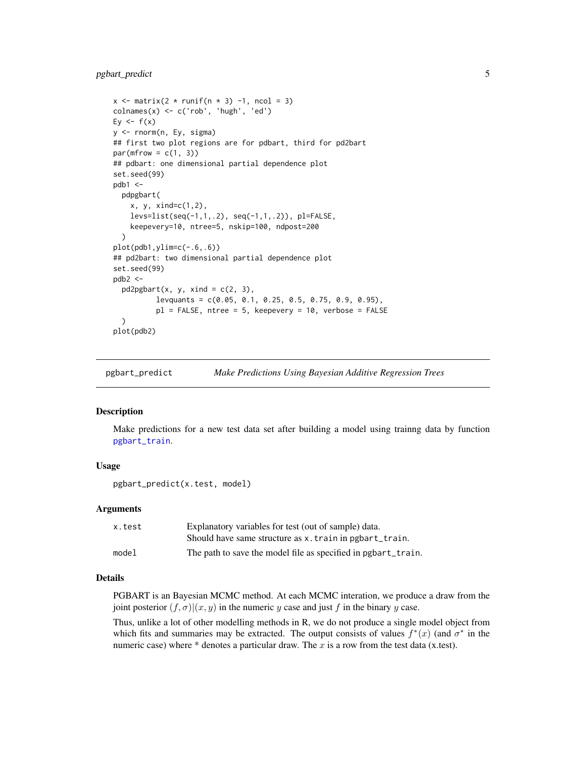```
x <- matrix(2 * runif(n * 3) -1, ncol = 3)
colnames(x) <- c('rob', 'hugh', 'ed')
Ey <- f(x)
y <- rnorm(n, Ey, sigma)
## first two plot regions are for pdbart, third for pd2bart
par(mfrow = c(1, 3))
## pdbart: one dimensional partial dependence plot
set.seed(99)
pdb1 <-
  pdpgbart(
    x, y, xind=c(1,2),
    levs=list(seq(-1,1,.2), seq(-1,1,.2)), pl=FALSE,
    keepevery=10, ntree=5, nskip=100, ndpost=200
  )
plot(pdb1,ylim=c(-.6,.6))
## pd2bart: two dimensional partial dependence plot
set.seed(99)
pdb2 <-
  pd2pgbart(x, y, xind = c(2, 3),
          levquants = c(0.05, 0.1, 0.25, 0.5, 0.75, 0.9, 0.95),
          pl = FALSE, ntree = 5, keepevery = 10, verbose = FALSE
  )
plot(pdb2)
```

## pgbart_predict — *Make Predictions Using Bayesian Additive Regression Trees*

### Description

Make predictions for a new test data set after building a model using trainng data by function pgbart_train.

### Usage

```
pgbart_predict(x.test, model)
```

### Arguments

| | |
|---|---|
| `x.test` | Explanatory variables for test (out of sample) data.<br>Should have same structure as `x.train` in `pgbart_train`. |
| `model` | The path to save the model file as specified in `pgbart_train`. |

### Details

PGBART is an Bayesian MCMC method. At each MCMC interation, we produce a draw from the joint posterior $(f, \sigma)|(x, y)$ in the numeric $y$ case and just $f$ in the binary $y$ case.

Thus, unlike a lot of other modelling methods in R, we do not produce a single model object from which fits and summaries may be extracted. The output consists of values $f^*(x)$ (and $\sigma^*$ in the numeric case) where * denotes a particular draw. The $x$ is a row from the test data (x.test).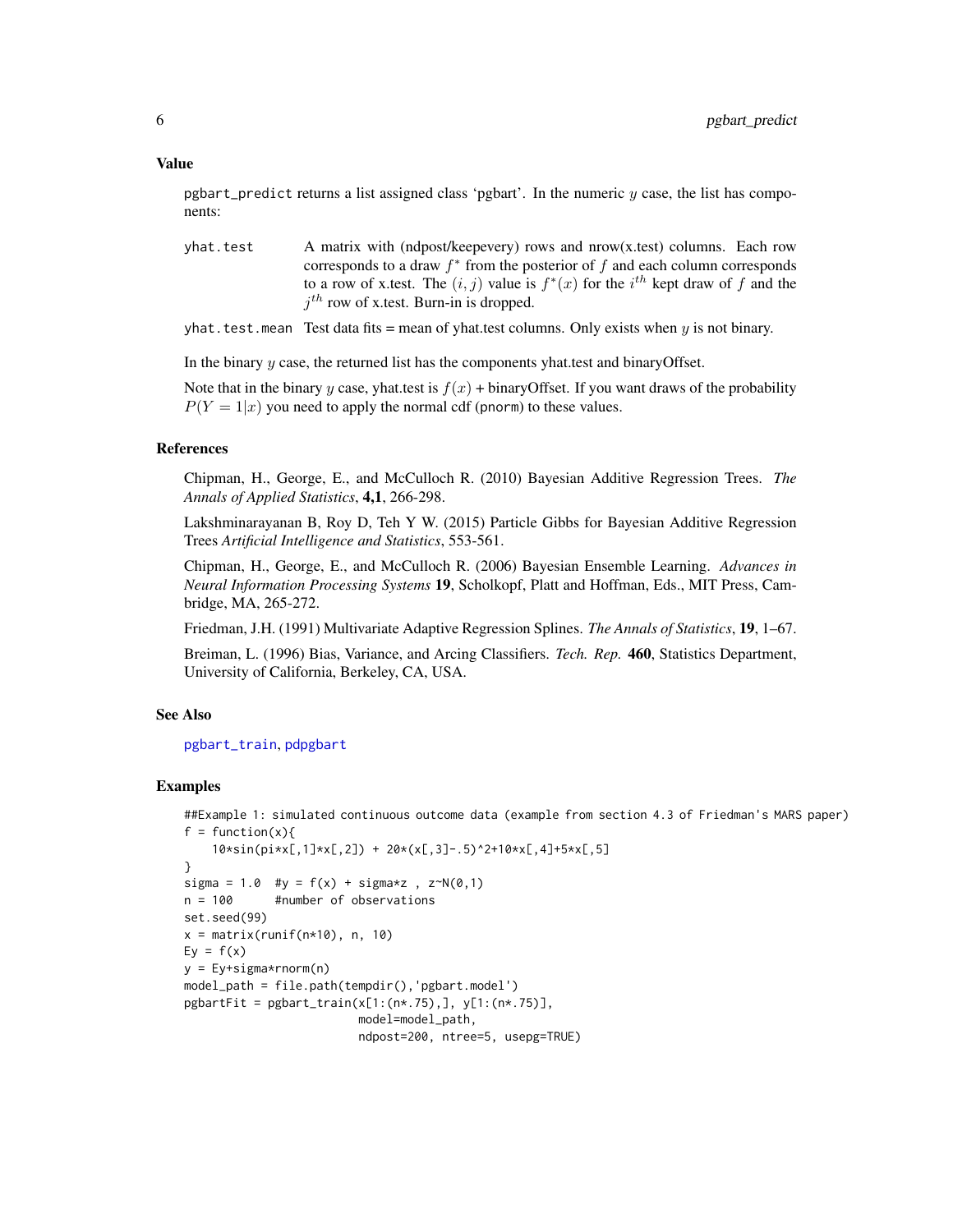### Value

`pgbart_predict` returns a list assigned class 'pgbart'. In the numeric $y$ case, the list has components:

- `yhat.test` — A matrix with (ndpost/keepevery) rows and nrow(x.test) columns. Each row corresponds to a draw $f^*$ from the posterior of $f$ and each column corresponds to a row of x.test. The $(i, j)$ value is $f^*(x)$ for the $i^{th}$ kept draw of $f$ and the $j^{th}$ row of x.test. Burn-in is dropped.
- `yhat.test.mean` — Test data fits = mean of yhat.test columns. Only exists when $y$ is not binary.

In the binary $y$ case, the returned list has the components yhat.test and binaryOffset.

Note that in the binary $y$ case, yhat.test is $f(x)$ + binaryOffset. If you want draws of the probability $P(Y = 1|x)$ you need to apply the normal cdf (`pnorm`) to these values.

### References

Chipman, H., George, E., and McCulloch R. (2010) Bayesian Additive Regression Trees. *The Annals of Applied Statistics*, **4,1**, 266-298.

Lakshminarayanan B, Roy D, Teh Y W. (2015) Particle Gibbs for Bayesian Additive Regression Trees *Artificial Intelligence and Statistics*, 553-561.

Chipman, H., George, E., and McCulloch R. (2006) Bayesian Ensemble Learning. *Advances in Neural Information Processing Systems* **19**, Scholkopf, Platt and Hoffman, Eds., MIT Press, Cambridge, MA, 265-272.

Friedman, J.H. (1991) Multivariate Adaptive Regression Splines. *The Annals of Statistics*, **19**, 1–67.

Breiman, L. (1996) Bias, Variance, and Arcing Classifiers. *Tech. Rep.* **460**, Statistics Department, University of California, Berkeley, CA, USA.

### See Also

`pgbart_train`, `pdpgbart`

### Examples

```
##Example 1: simulated continuous outcome data (example from section 4.3 of Friedman's MARS paper)
f = function(x){
    10*sin(pi*x[,1]*x[,2]) + 20*(x[,3]-.5)^2+10*x[,4]+5*x[,5]
}
sigma = 1.0  #y = f(x) + sigma*z , z~N(0,1)
n = 100      #number of observations
set.seed(99)
x = matrix(runif(n*10), n, 10)
Ey = f(x)
y = Ey+sigma*rnorm(n)
model_path = file.path(tempdir(),'pgbart.model')
pgbartFit = pgbart_train(x[1:(n*.75),], y[1:(n*.75)],
                         model=model_path,
                         ndpost=200, ntree=5, usepg=TRUE)
```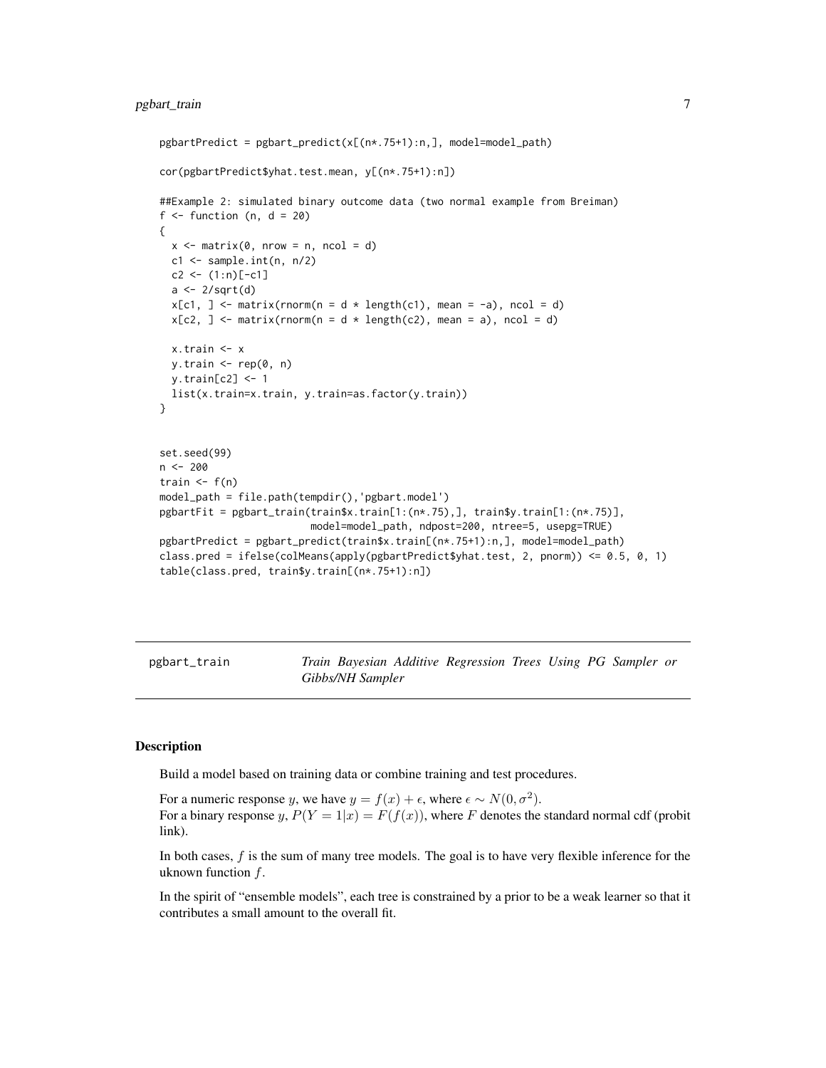```
pgbartPredict = pgbart_predict(x[(n*.75+1):n,], model=model_path)

cor(pgbartPredict$yhat.test.mean, y[(n*.75+1):n])

##Example 2: simulated binary outcome data (two normal example from Breiman)
f <- function (n, d = 20)
{
  x <- matrix(0, nrow = n, ncol = d)
  c1 <- sample.int(n, n/2)
  c2 <- (1:n)[-c1]
  a <- 2/sqrt(d)
  x[c1, ] <- matrix(rnorm(n = d * length(c1), mean = -a), ncol = d)
  x[c2, ] <- matrix(rnorm(n = d * length(c2), mean = a), ncol = d)

  x.train <- x
  y.train <- rep(0, n)
  y.train[c2] <- 1
  list(x.train=x.train, y.train=as.factor(y.train))
}


set.seed(99)
n <- 200
train <- f(n)
model_path = file.path(tempdir(),'pgbart.model')
pgbartFit = pgbart_train(train$x.train[1:(n*.75),], train$y.train[1:(n*.75)],
                         model=model_path, ndpost=200, ntree=5, usepg=TRUE)
pgbartPredict = pgbart_predict(train$x.train[(n*.75+1):n,], model=model_path)
class.pred = ifelse(colMeans(apply(pgbartPredict$yhat.test, 2, pnorm)) <= 0.5, 0, 1)
table(class.pred, train$y.train[(n*.75+1):n])
```

---

`pgbart_train` *Train Bayesian Additive Regression Trees Using PG Sampler or Gibbs/NH Sampler*

---

## Description

Build a model based on training data or combine training and test procedures.

For a numeric response $y$, we have $y = f(x) + \epsilon$, where $\epsilon \sim N(0, \sigma^2)$.
For a binary response $y$, $P(Y = 1|x) = F(f(x))$, where $F$ denotes the standard normal cdf (probit link).

In both cases, $f$ is the sum of many tree models. The goal is to have very flexible inference for the uknown function $f$.

In the spirit of "ensemble models", each tree is constrained by a prior to be a weak learner so that it contributes a small amount to the overall fit.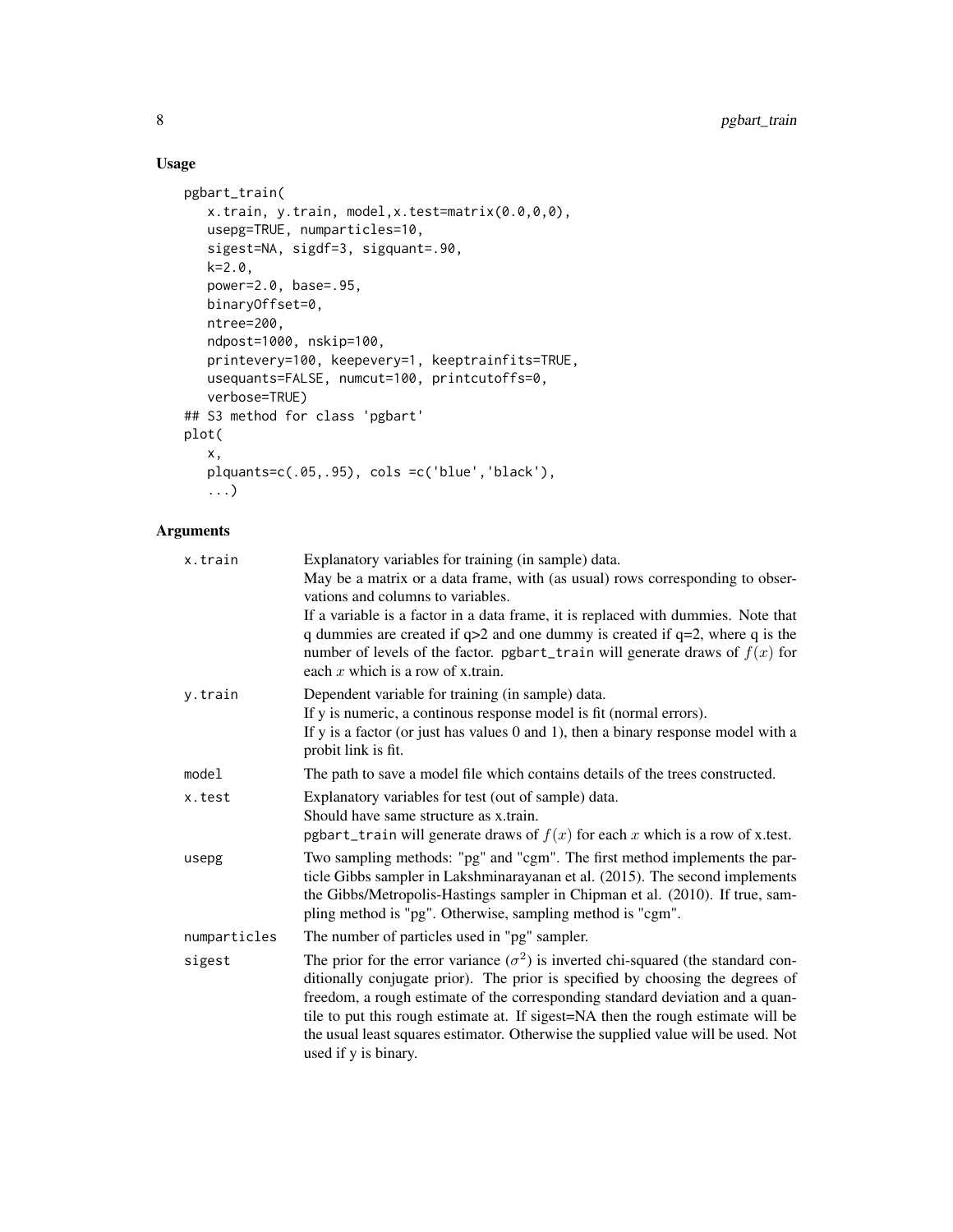## Usage

```
pgbart_train(
   x.train, y.train, model,x.test=matrix(0.0,0,0),
   usepg=TRUE, numparticles=10,
   sigest=NA, sigdf=3, sigquant=.90,
   k=2.0,
   power=2.0, base=.95,
   binaryOffset=0,
   ntree=200,
   ndpost=1000, nskip=100,
   printevery=100, keepevery=1, keeptrainfits=TRUE,
   usequants=FALSE, numcut=100, printcutoffs=0,
   verbose=TRUE)
## S3 method for class 'pgbart'
plot(
   x,
   plquants=c(.05,.95), cols =c('blue','black'),
   ...)
```

## Arguments

| | |
|---|---|
| `x.train` | Explanatory variables for training (in sample) data.<br>May be a matrix or a data frame, with (as usual) rows corresponding to observations and columns to variables.<br>If a variable is a factor in a data frame, it is replaced with dummies. Note that q dummies are created if q>2 and one dummy is created if q=2, where q is the number of levels of the factor. `pgbart_train` will generate draws of $f(x)$ for each $x$ which is a row of x.train. |
| `y.train` | Dependent variable for training (in sample) data.<br>If y is numeric, a continous response model is fit (normal errors).<br>If y is a factor (or just has values 0 and 1), then a binary response model with a probit link is fit. |
| `model` | The path to save a model file which contains details of the trees constructed. |
| `x.test` | Explanatory variables for test (out of sample) data.<br>Should have same structure as x.train.<br>`pgbart_train` will generate draws of $f(x)$ for each $x$ which is a row of x.test. |
| `usepg` | Two sampling methods: "pg" and "cgm". The first method implements the particle Gibbs sampler in Lakshminarayanan et al. (2015). The second implements the Gibbs/Metropolis-Hastings sampler in Chipman et al. (2010). If true, sampling method is "pg". Otherwise, sampling method is "cgm". |
| `numparticles` | The number of particles used in "pg" sampler. |
| `sigest` | The prior for the error variance ($\sigma^2$) is inverted chi-squared (the standard conditionally conjugate prior). The prior is specified by choosing the degrees of freedom, a rough estimate of the corresponding standard deviation and a quantile to put this rough estimate at. If sigest=NA then the rough estimate will be the usual least squares estimator. Otherwise the supplied value will be used. Not used if y is binary. |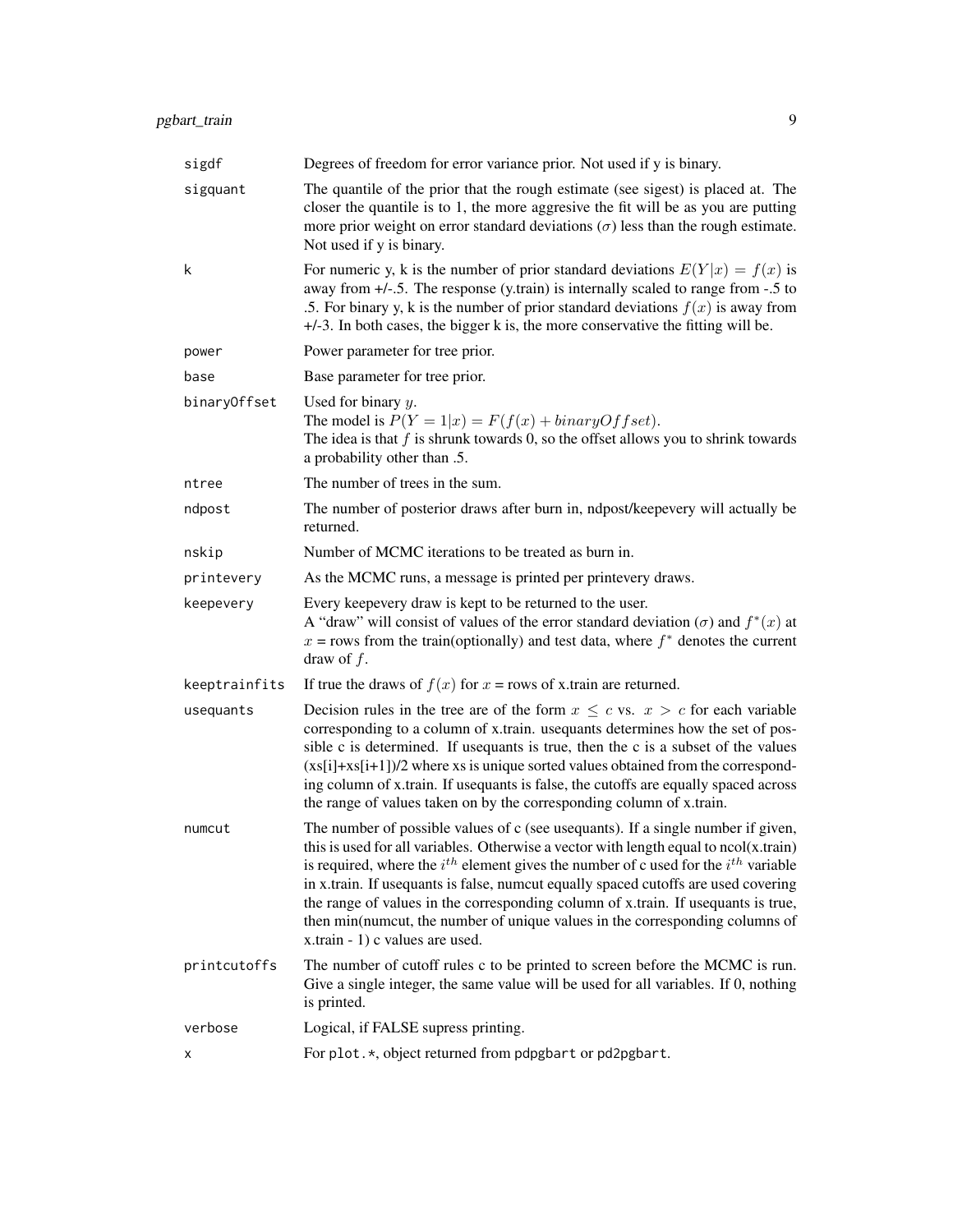| | |
|---|---|
| `sigdf` | Degrees of freedom for error variance prior. Not used if y is binary. |
| `sigquant` | The quantile of the prior that the rough estimate (see sigest) is placed at. The closer the quantile is to 1, the more aggresive the fit will be as you are putting more prior weight on error standard deviations ($\sigma$) less than the rough estimate. Not used if y is binary. |
| `k` | For numeric y, k is the number of prior standard deviations $E(Y\|x) = f(x)$ is away from +/-.5. The response (y.train) is internally scaled to range from -.5 to .5. For binary y, k is the number of prior standard deviations $f(x)$ is away from +/-3. In both cases, the bigger k is, the more conservative the fitting will be. |
| `power` | Power parameter for tree prior. |
| `base` | Base parameter for tree prior. |
| `binaryOffset` | Used for binary $y$. The model is $P(Y = 1\|x) = F(f(x) + binaryOffset)$. The idea is that $f$ is shrunk towards 0, so the offset allows you to shrink towards a probability other than .5. |
| `ntree` | The number of trees in the sum. |
| `ndpost` | The number of posterior draws after burn in, ndpost/keepevery will actually be returned. |
| `nskip` | Number of MCMC iterations to be treated as burn in. |
| `printevery` | As the MCMC runs, a message is printed per printevery draws. |
| `keepevery` | Every keepevery draw is kept to be returned to the user. A "draw" will consist of values of the error standard deviation ($\sigma$) and $f^*(x)$ at $x$ = rows from the train(optionally) and test data, where $f^*$ denotes the current draw of $f$. |
| `keeptrainfits` | If true the draws of $f(x)$ for $x$ = rows of x.train are returned. |
| `usequants` | Decision rules in the tree are of the form $x \le c$ vs. $x > c$ for each variable corresponding to a column of x.train. usequants determines how the set of possible c is determined. If usequants is true, then the c is a subset of the values (xs[i]+xs[i+1])/2 where xs is unique sorted values obtained from the corresponding column of x.train. If usequants is false, the cutoffs are equally spaced across the range of values taken on by the corresponding column of x.train. |
| `numcut` | The number of possible values of c (see usequants). If a single number if given, this is used for all variables. Otherwise a vector with length equal to ncol(x.train) is required, where the $i^{th}$ element gives the number of c used for the $i^{th}$ variable in x.train. If usequants is false, numcut equally spaced cutoffs are used covering the range of values in the corresponding column of x.train. If usequants is true, then min(numcut, the number of unique values in the corresponding columns of x.train - 1) c values are used. |
| `printcutoffs` | The number of cutoff rules c to be printed to screen before the MCMC is run. Give a single integer, the same value will be used for all variables. If 0, nothing is printed. |
| `verbose` | Logical, if FALSE supress printing. |
| `x` | For `plot.*`, object returned from `pdpgbart` or `pd2pgbart`. |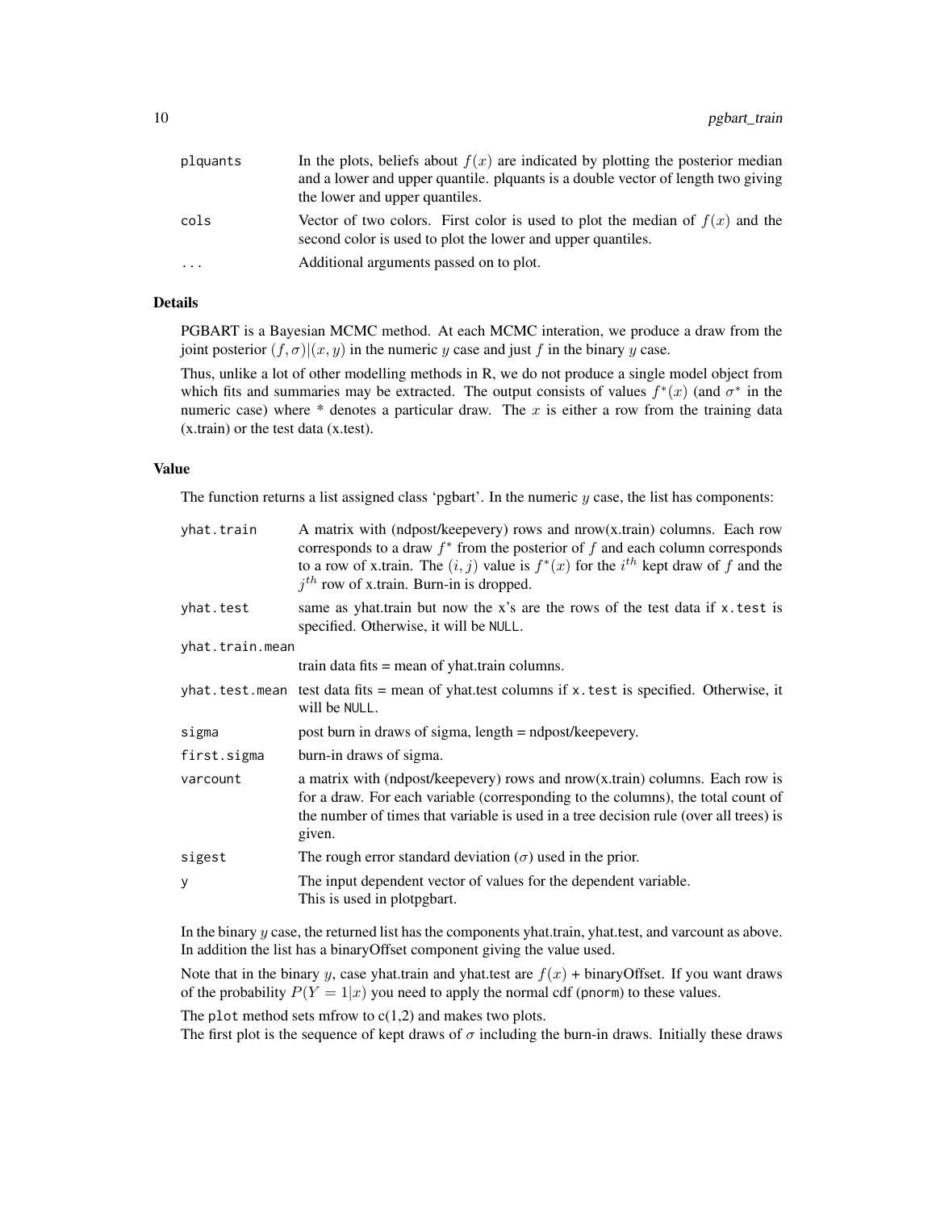| | |
|---|---|
| plquants | In the plots, beliefs about $f(x)$ are indicated by plotting the posterior median and a lower and upper quantile. plquants is a double vector of length two giving the lower and upper quantiles. |
| cols | Vector of two colors. First color is used to plot the median of $f(x)$ and the second color is used to plot the lower and upper quantiles. |
| ... | Additional arguments passed on to plot. |

## Details

PGBART is a Bayesian MCMC method. At each MCMC interation, we produce a draw from the joint posterior $(f, \sigma)|(x, y)$ in the numeric $y$ case and just $f$ in the binary $y$ case.

Thus, unlike a lot of other modelling methods in R, we do not produce a single model object from which fits and summaries may be extracted. The output consists of values $f^*(x)$ (and $\sigma^*$ in the numeric case) where * denotes a particular draw. The $x$ is either a row from the training data (x.train) or the test data (x.test).

## Value

The function returns a list assigned class 'pgbart'. In the numeric $y$ case, the list has components:

| | |
|---|---|
| yhat.train | A matrix with (ndpost/keepevery) rows and nrow(x.train) columns. Each row corresponds to a draw $f^*$ from the posterior of $f$ and each column corresponds to a row of x.train. The $(i, j)$ value is $f^*(x)$ for the $i^{th}$ kept draw of $f$ and the $j^{th}$ row of x.train. Burn-in is dropped. |
| yhat.test | same as yhat.train but now the x's are the rows of the test data if x.test is specified. Otherwise, it will be NULL. |
| yhat.train.mean | train data fits = mean of yhat.train columns. |
| yhat.test.mean | test data fits = mean of yhat.test columns if x.test is specified. Otherwise, it will be NULL. |
| sigma | post burn in draws of sigma, length = ndpost/keepevery. |
| first.sigma | burn-in draws of sigma. |
| varcount | a matrix with (ndpost/keepevery) rows and nrow(x.train) columns. Each row is for a draw. For each variable (corresponding to the columns), the total count of the number of times that variable is used in a tree decision rule (over all trees) is given. |
| sigest | The rough error standard deviation ($\sigma$) used in the prior. |
| y | The input dependent vector of values for the dependent variable. This is used in plotpgbart. |

In the binary $y$ case, the returned list has the components yhat.train, yhat.test, and varcount as above. In addition the list has a binaryOffset component giving the value used.

Note that in the binary $y$, case yhat.train and yhat.test are $f(x)$ + binaryOffset. If you want draws of the probability $P(Y = 1|x)$ you need to apply the normal cdf (pnorm) to these values.

The plot method sets mfrow to c(1,2) and makes two plots.
The first plot is the sequence of kept draws of $\sigma$ including the burn-in draws. Initially these draws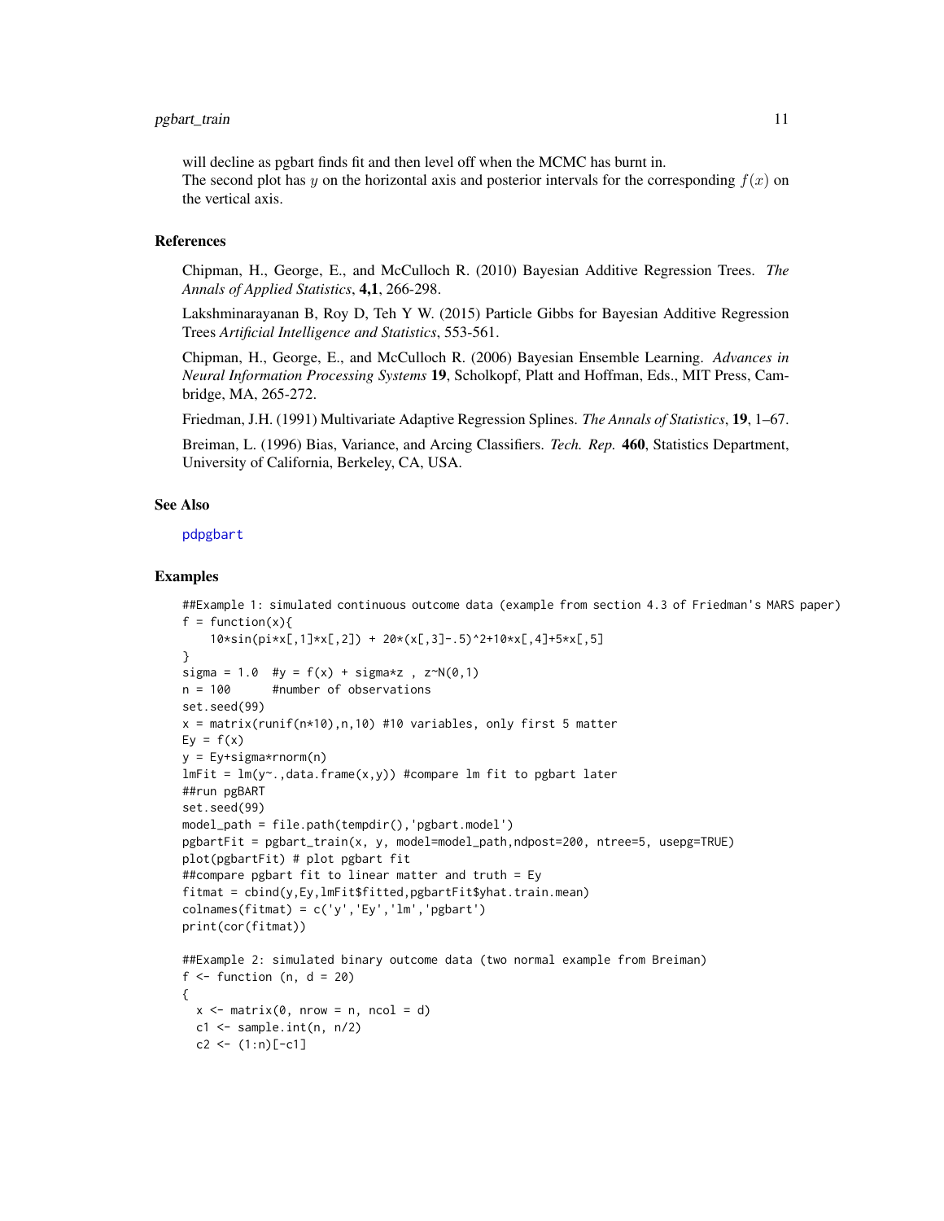will decline as pgbart finds fit and then level off when the MCMC has burnt in.
The second plot has $y$ on the horizontal axis and posterior intervals for the corresponding $f(x)$ on the vertical axis.

### References

Chipman, H., George, E., and McCulloch R. (2010) Bayesian Additive Regression Trees. *The Annals of Applied Statistics*, **4,1**, 266-298.

Lakshminarayanan B, Roy D, Teh Y W. (2015) Particle Gibbs for Bayesian Additive Regression Trees *Artificial Intelligence and Statistics*, 553-561.

Chipman, H., George, E., and McCulloch R. (2006) Bayesian Ensemble Learning. *Advances in Neural Information Processing Systems* **19**, Scholkopf, Platt and Hoffman, Eds., MIT Press, Cambridge, MA, 265-272.

Friedman, J.H. (1991) Multivariate Adaptive Regression Splines. *The Annals of Statistics*, **19**, 1–67.

Breiman, L. (1996) Bias, Variance, and Arcing Classifiers. *Tech. Rep.* **460**, Statistics Department, University of California, Berkeley, CA, USA.

### See Also

pdpgbart

### Examples

```
##Example 1: simulated continuous outcome data (example from section 4.3 of Friedman's MARS paper)
f = function(x){
    10*sin(pi*x[,1]*x[,2]) + 20*(x[,3]-.5)^2+10*x[,4]+5*x[,5]
}
sigma = 1.0  #y = f(x) + sigma*z , z~N(0,1)
n = 100      #number of observations
set.seed(99)
x = matrix(runif(n*10),n,10) #10 variables, only first 5 matter
Ey = f(x)
y = Ey+sigma*rnorm(n)
lmFit = lm(y~.,data.frame(x,y)) #compare lm fit to pgbart later
##run pgBART
set.seed(99)
model_path = file.path(tempdir(),'pgbart.model')
pgbartFit = pgbart_train(x, y, model=model_path,ndpost=200, ntree=5, usepg=TRUE)
plot(pgbartFit) # plot pgbart fit
##compare pgbart fit to linear matter and truth = Ey
fitmat = cbind(y,Ey,lmFit$fitted,pgbartFit$yhat.train.mean)
colnames(fitmat) = c('y','Ey','lm','pgbart')
print(cor(fitmat))

##Example 2: simulated binary outcome data (two normal example from Breiman)
f <- function (n, d = 20)
{
  x <- matrix(0, nrow = n, ncol = d)
  c1 <- sample.int(n, n/2)
  c2 <- (1:n)[-c1]
```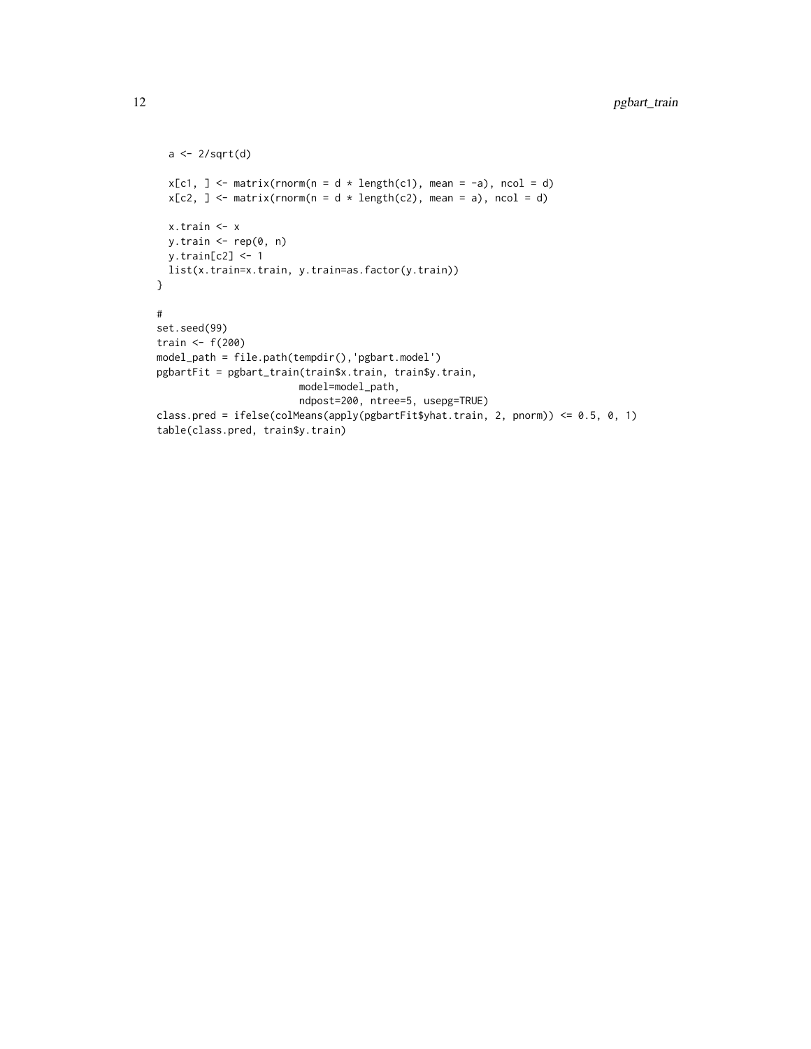```
  a <- 2/sqrt(d)

  x[c1, ] <- matrix(rnorm(n = d * length(c1), mean = -a), ncol = d)
  x[c2, ] <- matrix(rnorm(n = d * length(c2), mean = a), ncol = d)

  x.train <- x
  y.train <- rep(0, n)
  y.train[c2] <- 1
  list(x.train=x.train, y.train=as.factor(y.train))
}

#
set.seed(99)
train <- f(200)
model_path = file.path(tempdir(),'pgbart.model')
pgbartFit = pgbart_train(train$x.train, train$y.train,
                        model=model_path,
                        ndpost=200, ntree=5, usepg=TRUE)
class.pred = ifelse(colMeans(apply(pgbartFit$yhat.train, 2, pnorm)) <= 0.5, 0, 1)
table(class.pred, train$y.train)
```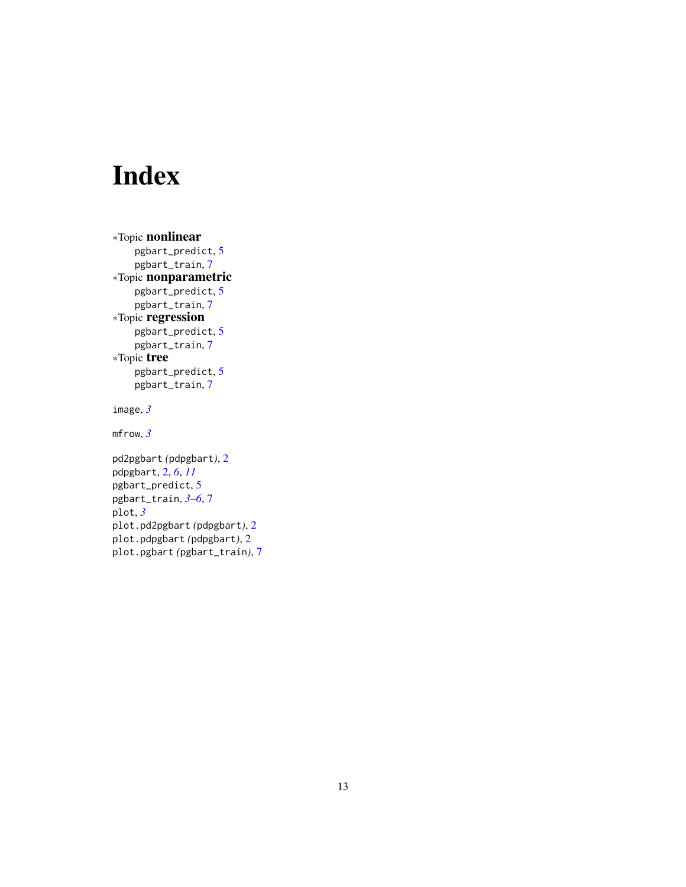# Index

*Topic **nonlinear**
    pgbart_predict, 5
    pgbart_train, 7
*Topic **nonparametric**
    pgbart_predict, 5
    pgbart_train, 7
*Topic **regression**
    pgbart_predict, 5
    pgbart_train, 7
*Topic **tree**
    pgbart_predict, 5
    pgbart_train, 7

image, *3*

mfrow, *3*

pd2pgbart *(pdpgbart)*, 2
pdpgbart, 2, *6*, *11*
pgbart_predict, 5
pgbart_train, *3–6*, 7
plot, *3*
plot.pd2pgbart *(pdpgbart)*, 2
plot.pdpgbart *(pdpgbart)*, 2
plot.pgbart *(pgbart_train)*, 7